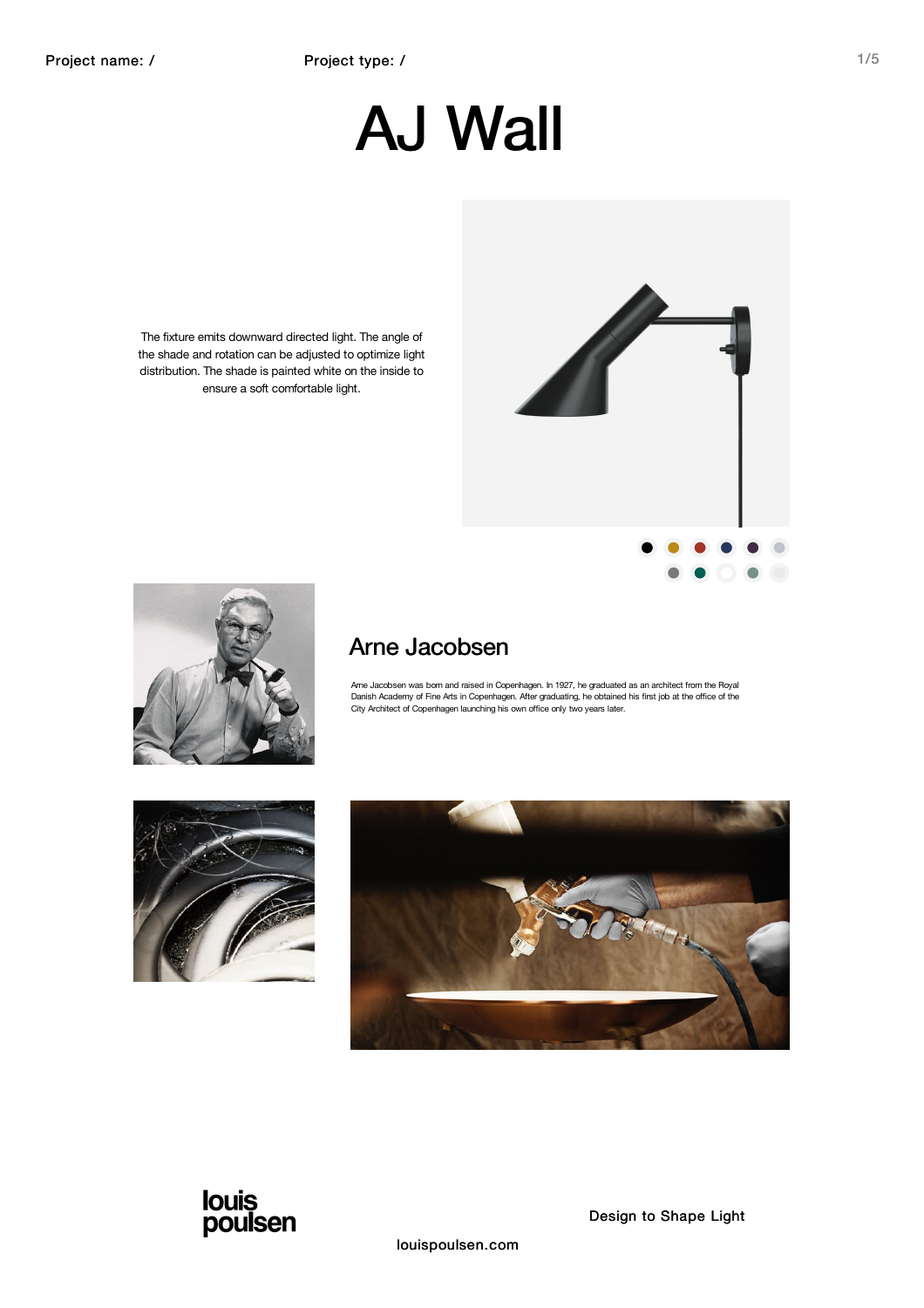Project name: /

Project type: /

# AJ Wall

The fixture emits downward directed light. The angle of the shade and rotation can be adjusted to optimize light distribution. The shade is painted white on the inside to ensure a soft comfortable light.

## Arne Jacobsen

Arne Jacobsen was born and raised in Copenhagen. In 1927, he graduated as an architect from the Royal Danish Academy of Fine Arts in Copenhagen. After graduating, he obtained his first job at the office of the City Architect of Copenhagen launching his own office only two years later.

louis poulsen

Design to Shape Light

louispoulsen.com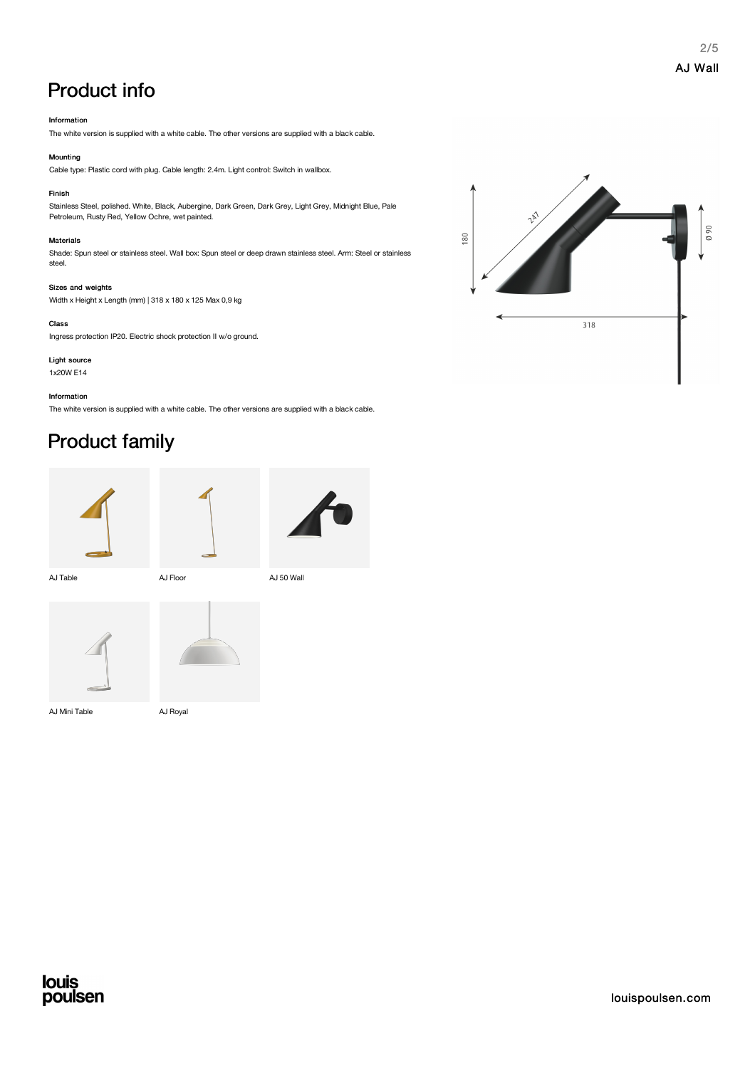# Product info

#### Information

The white version is supplied with a white cable. The other versions are supplied with a black cable.

#### Mounting

Cable type: Plastic cord with plug. Cable length: 2.4m. Light control: Switch in wallbox.

#### Finish

Stainless Steel, polished. White, Black, Aubergine, Dark Green, Dark Grey, Light Grey, Midnight Blue, Pale Petroleum, Rusty Red, Yellow Ochre, wet painted.

#### Materials

Shade: Spun steel or stainless steel. Wall box: Spun steel or deep drawn stainless steel. Arm: Steel or stainless steel.

#### Sizes and weights

Width x Height x Length (mm) | 318 x 180 x 125 Max 0,9 kg

#### Class

Ingress protection IP20. Electric shock protection II w/o ground.

#### Light source

1x20W E14

#### Information

The white version is supplied with a white cable. The other versions are supplied with a black cable.

# Product family

AJ Table

AJ Floor

AJ 50 Wall

AJ Mini Table

AJ Royal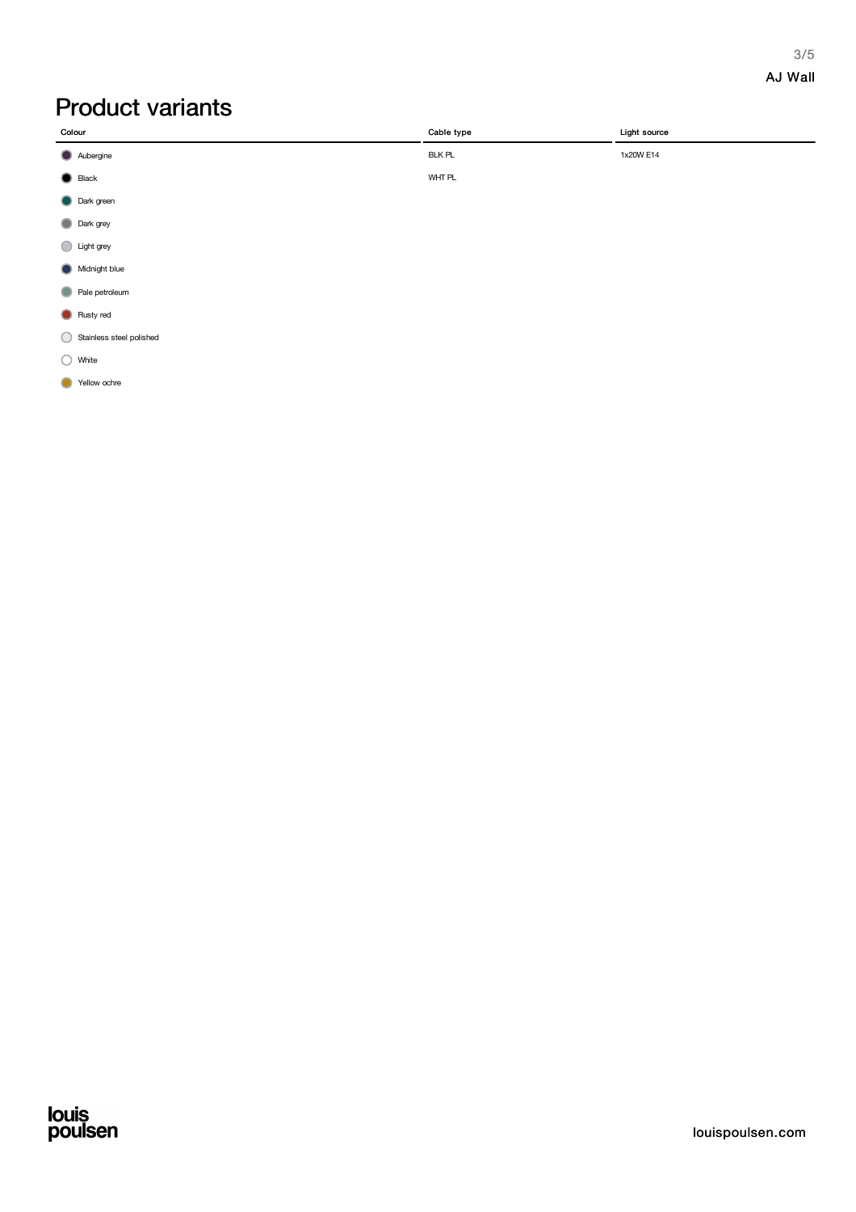# Product variants

| Colour | Cable type | Light source |
|---|---|---|
| Aubergine | BLK PL | 1x20W E14 |
| Black | WHT PL | |
| Dark green | | |
| Dark grey | | |
| Light grey | | |
| Midnight blue | | |
| Pale petroleum | | |
| Rusty red | | |
| Stainless steel polished | | |
| White | | |
| Yellow ochre | | |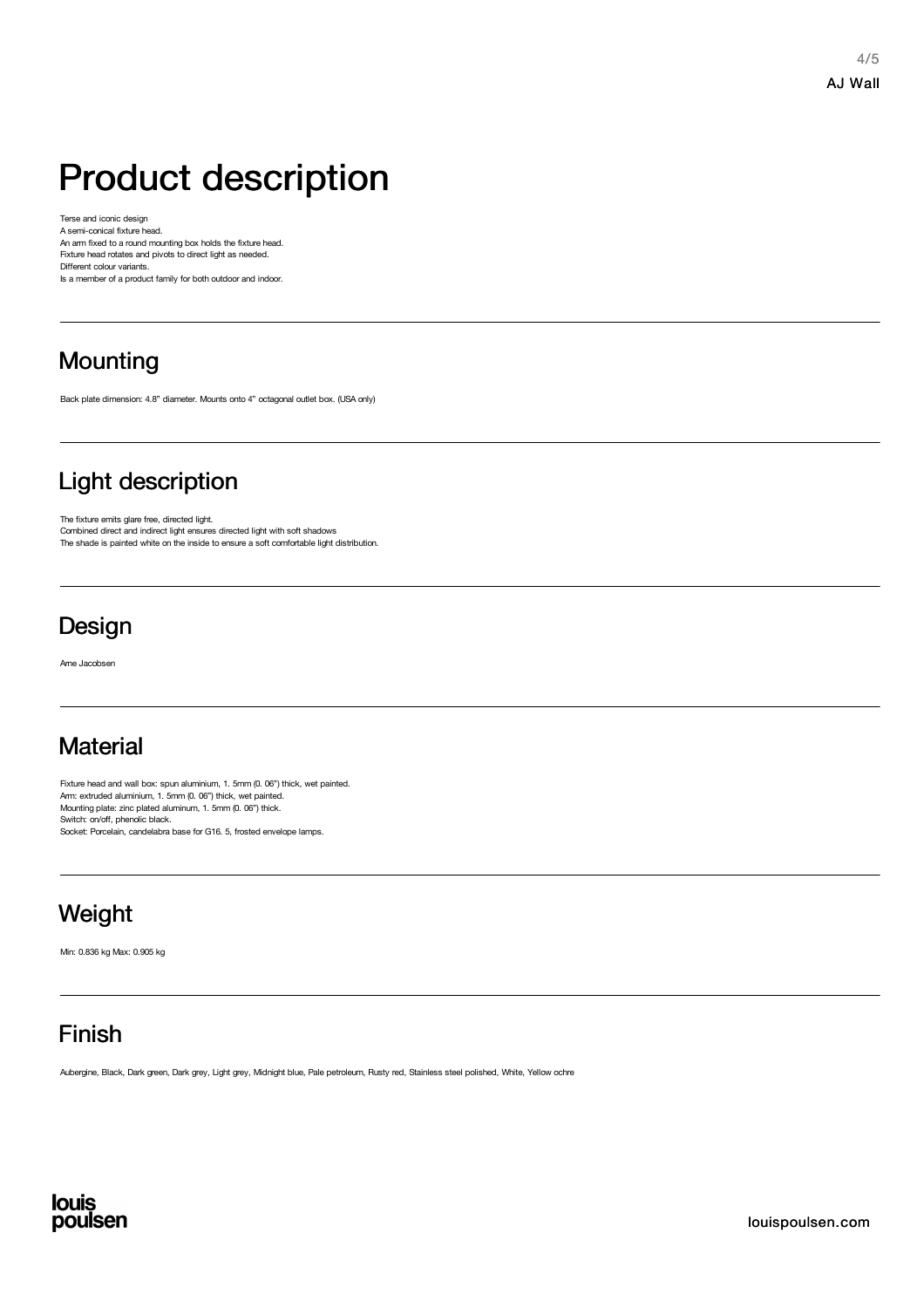# Product description

Terse and iconic design
A semi-conical fixture head.
An arm fixed to a round mounting box holds the fixture head.
Fixture head rotates and pivots to direct light as needed.
Different colour variants.
Is a member of a product family for both outdoor and indoor.

## Mounting

Back plate dimension: 4.8" diameter. Mounts onto 4" octagonal outlet box. (USA only)

## Light description

The fixture emits glare free, directed light.
Combined direct and indirect light ensures directed light with soft shadows
The shade is painted white on the inside to ensure a soft comfortable light distribution.

## Design

Arne Jacobsen

## Material

Fixture head and wall box: spun aluminium, 1. 5mm (0. 06") thick, wet painted.
Arm: extruded aluminium, 1. 5mm (0. 06") thick, wet painted.
Mounting plate: zinc plated aluminum, 1. 5mm (0. 06") thick.
Switch: on/off, phenolic black.
Socket: Porcelain, candelabra base for G16. 5, frosted envelope lamps.

## Weight

Min: 0.836 kg Max: 0.905 kg

## Finish

Aubergine, Black, Dark green, Dark grey, Light grey, Midnight blue, Pale petroleum, Rusty red, Stainless steel polished, White, Yellow ochre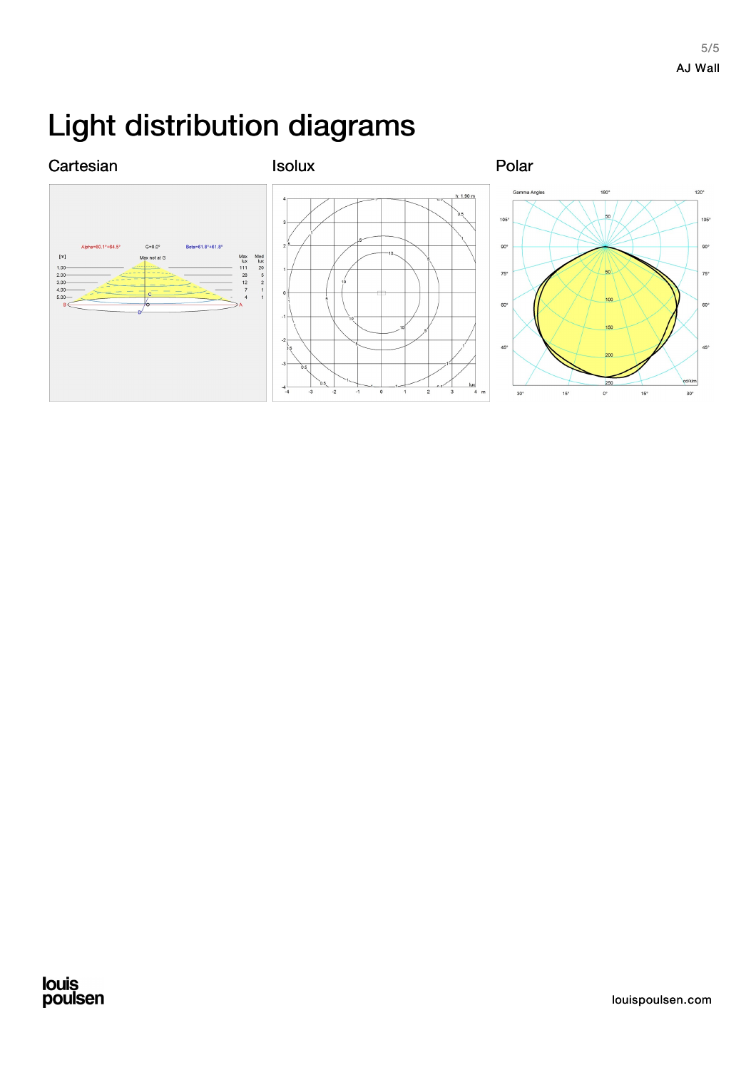# Light distribution diagrams

## Cartesian

Alpha=60.1°+64.5°

G=0.0°

Beta=61.8°+61.8°

[m]

Max not at G

Max lux

Med lux

1.00

2.00

3.00

4.00

5.00

111 20

28 5

12 2

7 1

4 1

B

C

D

A

## Isolux

h: 1.90 m

4

3

2

1

0

-1

-2

-3

-4

-4 -3 -2 -1 0 1 2 3 4 m

0.5

1

5

10

lux

## Polar

Gamma Angles

180°

120°

105°

90°

75°

60°

45°

30° 15° 0° 15° 30°

50

100

150

200

250

cd/klm